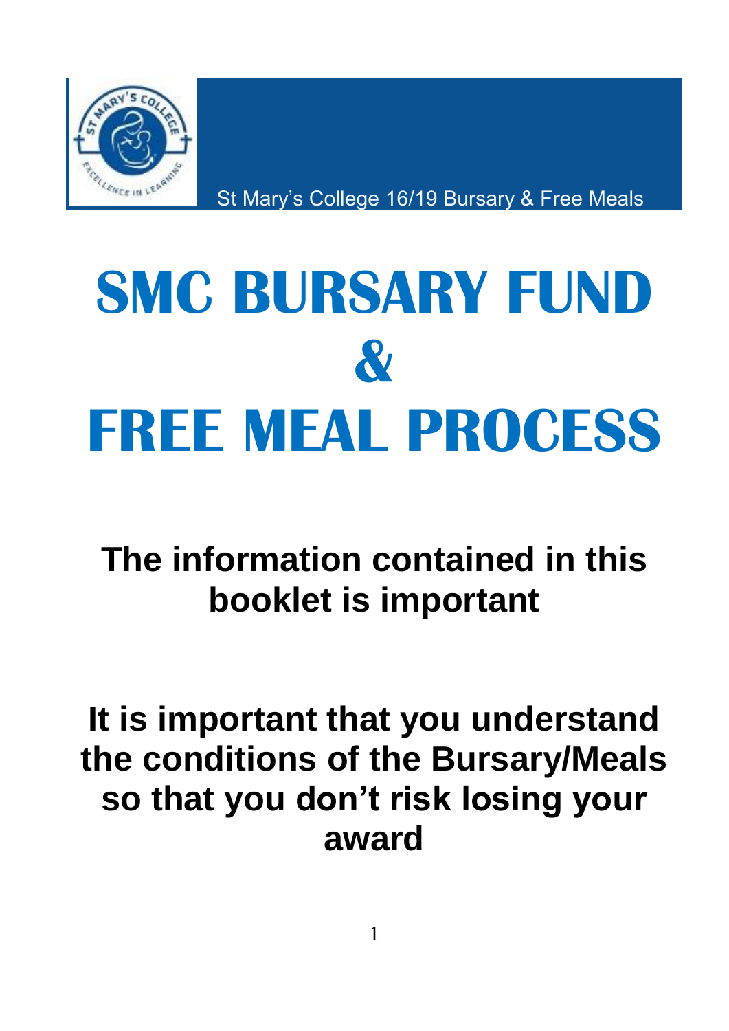St Mary's College 16/19 Bursary & Free Meals

# SMC BURSARY FUND & FREE MEAL PROCESS

**The information contained in this booklet is important**

**It is important that you understand the conditions of the Bursary/Meals so that you don't risk losing your award**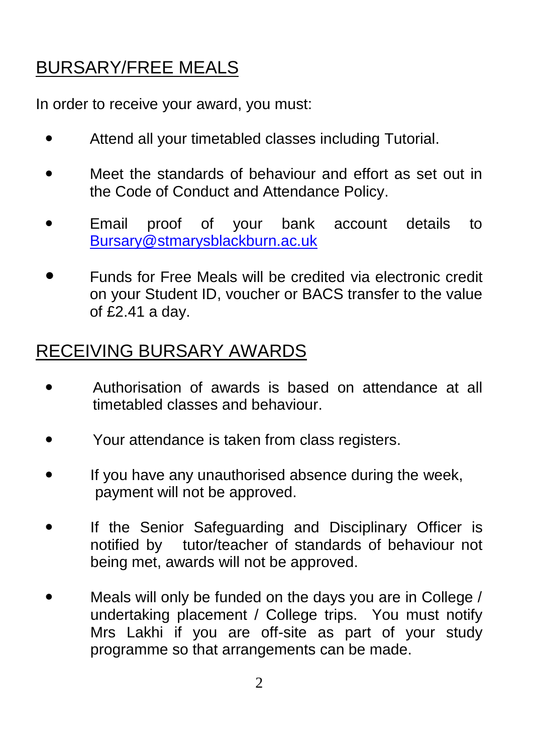## BURSARY/FREE MEALS

In order to receive your award, you must:

- Attend all your timetabled classes including Tutorial.
- Meet the standards of behaviour and effort as set out in the Code of Conduct and Attendance Policy.
- Email proof of your bank account details to Bursary@stmarysblackburn.ac.uk
- Funds for Free Meals will be credited via electronic credit on your Student ID, voucher or BACS transfer to the value of £2.41 a day.

## RECEIVING BURSARY AWARDS

- Authorisation of awards is based on attendance at all timetabled classes and behaviour.
- Your attendance is taken from class registers.
- If you have any unauthorised absence during the week, payment will not be approved.
- If the Senior Safeguarding and Disciplinary Officer is notified by tutor/teacher of standards of behaviour not being met, awards will not be approved.
- Meals will only be funded on the days you are in College / undertaking placement / College trips. You must notify Mrs Lakhi if you are off-site as part of your study programme so that arrangements can be made.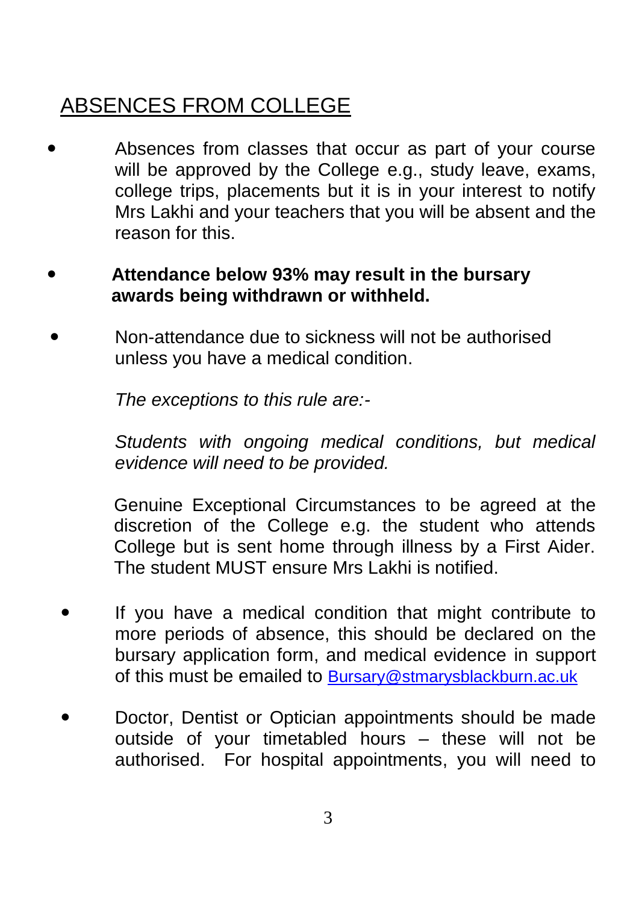## ABSENCES FROM COLLEGE

- Absences from classes that occur as part of your course will be approved by the College e.g., study leave, exams, college trips, placements but it is in your interest to notify Mrs Lakhi and your teachers that you will be absent and the reason for this.

- **Attendance below 93% may result in the bursary awards being withdrawn or withheld.**

- Non-attendance due to sickness will not be authorised unless you have a medical condition.

  *The exceptions to this rule are:-*

  *Students with ongoing medical conditions, but medical evidence will need to be provided.*

  Genuine Exceptional Circumstances to be agreed at the discretion of the College e.g. the student who attends College but is sent home through illness by a First Aider. The student MUST ensure Mrs Lakhi is notified.

- If you have a medical condition that might contribute to more periods of absence, this should be declared on the bursary application form, and medical evidence in support of this must be emailed to [Bursary@stmarysblackburn.ac.uk](mailto:Bursary@stmarysblackburn.ac.uk)

- Doctor, Dentist or Optician appointments should be made outside of your timetabled hours – these will not be authorised. For hospital appointments, you will need to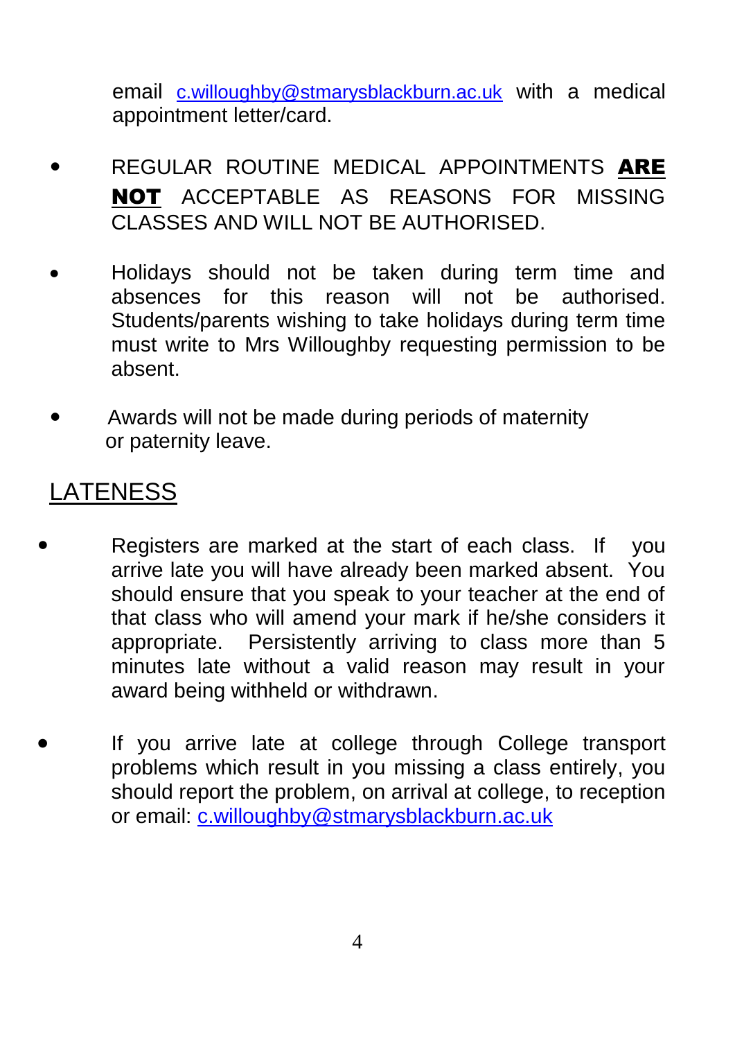email c.willoughby@stmarysblackburn.ac.uk with a medical appointment letter/card.

- REGULAR ROUTINE MEDICAL APPOINTMENTS **ARE NOT** ACCEPTABLE AS REASONS FOR MISSING CLASSES AND WILL NOT BE AUTHORISED.

- Holidays should not be taken during term time and absences for this reason will not be authorised. Students/parents wishing to take holidays during term time must write to Mrs Willoughby requesting permission to be absent.

- Awards will not be made during periods of maternity or paternity leave.

## LATENESS

- Registers are marked at the start of each class. If you arrive late you will have already been marked absent. You should ensure that you speak to your teacher at the end of that class who will amend your mark if he/she considers it appropriate. Persistently arriving to class more than 5 minutes late without a valid reason may result in your award being withheld or withdrawn.

- If you arrive late at college through College transport problems which result in you missing a class entirely, you should report the problem, on arrival at college, to reception or email: c.willoughby@stmarysblackburn.ac.uk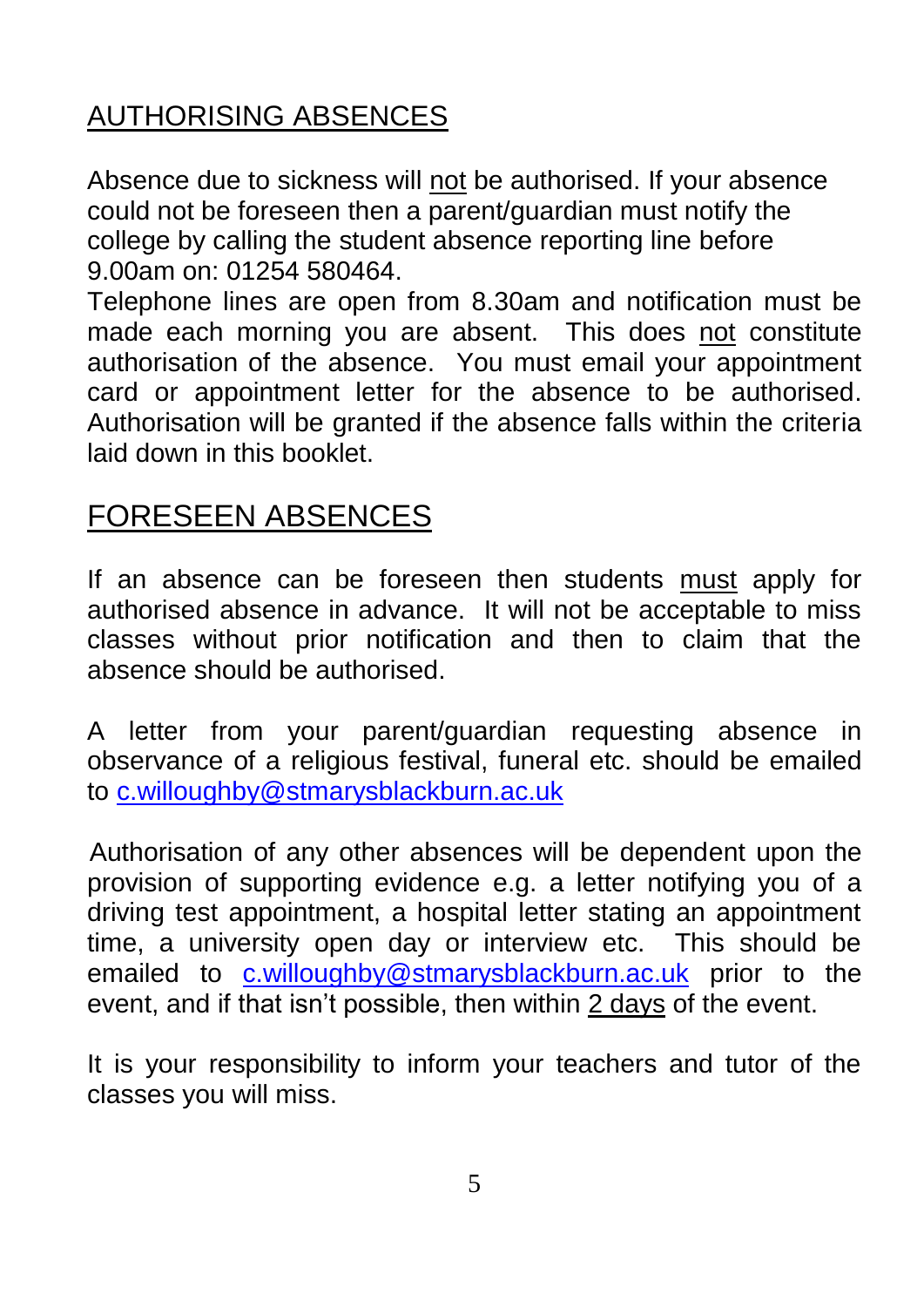## AUTHORISING ABSENCES

Absence due to sickness will not be authorised. If your absence could not be foreseen then a parent/guardian must notify the college by calling the student absence reporting line before 9.00am on: 01254 580464.
Telephone lines are open from 8.30am and notification must be made each morning you are absent. This does not constitute authorisation of the absence. You must email your appointment card or appointment letter for the absence to be authorised. Authorisation will be granted if the absence falls within the criteria laid down in this booklet.

## FORESEEN ABSENCES

If an absence can be foreseen then students must apply for authorised absence in advance. It will not be acceptable to miss classes without prior notification and then to claim that the absence should be authorised.

A letter from your parent/guardian requesting absence in observance of a religious festival, funeral etc. should be emailed to c.willoughby@stmarysblackburn.ac.uk

Authorisation of any other absences will be dependent upon the provision of supporting evidence e.g. a letter notifying you of a driving test appointment, a hospital letter stating an appointment time, a university open day or interview etc. This should be emailed to c.willoughby@stmarysblackburn.ac.uk prior to the event, and if that isn't possible, then within 2 days of the event.

It is your responsibility to inform your teachers and tutor of the classes you will miss.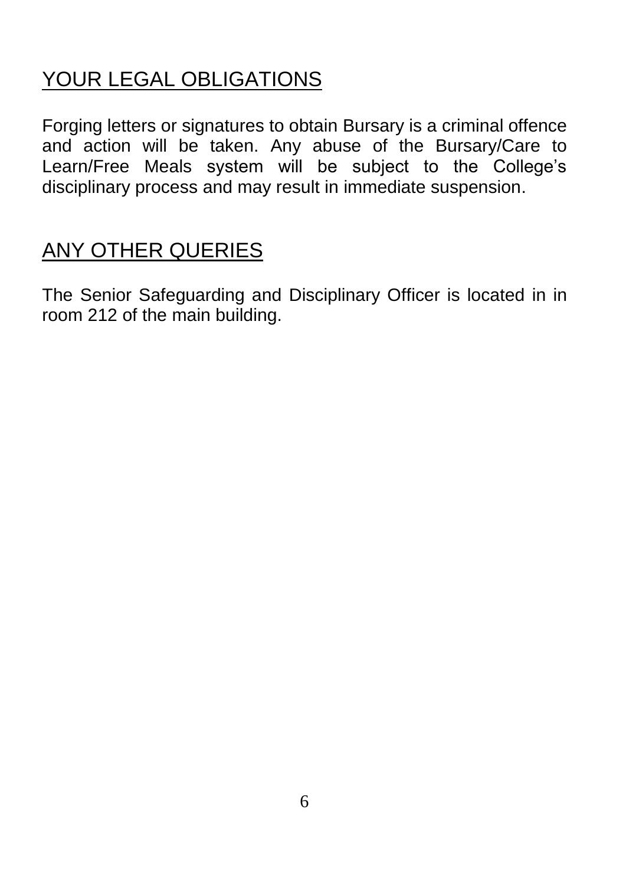## YOUR LEGAL OBLIGATIONS

Forging letters or signatures to obtain Bursary is a criminal offence and action will be taken. Any abuse of the Bursary/Care to Learn/Free Meals system will be subject to the College's disciplinary process and may result in immediate suspension.

## ANY OTHER QUERIES

The Senior Safeguarding and Disciplinary Officer is located in in room 212 of the main building.